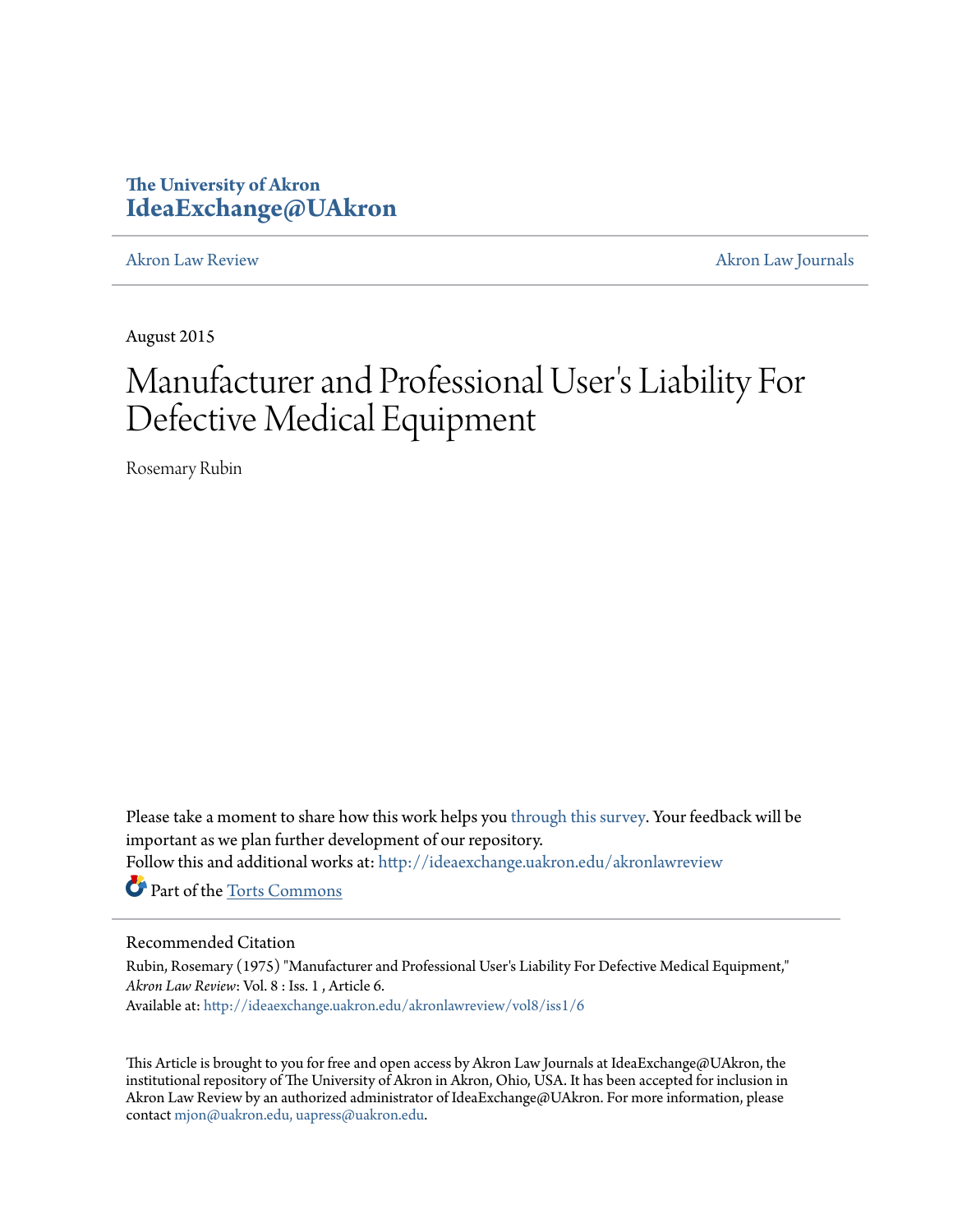**The University of Akron**
**IdeaExchange@UAkron**

Akron Law Review | Akron Law Journals

August 2015

# Manufacturer and Professional User's Liability For Defective Medical Equipment

Rosemary Rubin

Please take a moment to share how this work helps you through this survey. Your feedback will be important as we plan further development of our repository.

Follow this and additional works at: http://ideaexchange.uakron.edu/akronlawreview

Part of the Torts Commons

## Recommended Citation

Rubin, Rosemary (1975) "Manufacturer and Professional User's Liability For Defective Medical Equipment," *Akron Law Review*: Vol. 8 : Iss. 1 , Article 6.
Available at: http://ideaexchange.uakron.edu/akronlawreview/vol8/iss1/6

This Article is brought to you for free and open access by Akron Law Journals at IdeaExchange@UAkron, the institutional repository of The University of Akron in Akron, Ohio, USA. It has been accepted for inclusion in Akron Law Review by an authorized administrator of IdeaExchange@UAkron. For more information, please contact mjon@uakron.edu, uapress@uakron.edu.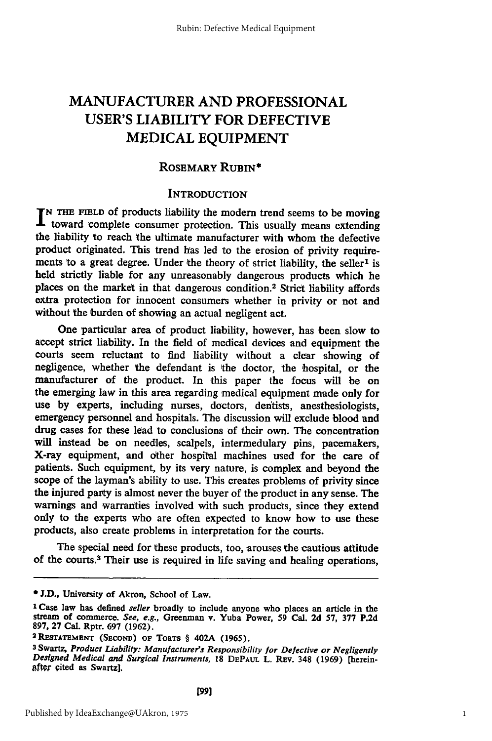# MANUFACTURER AND PROFESSIONAL USER'S LIABILITY FOR DEFECTIVE MEDICAL EQUIPMENT

ROSEMARY RUBIN*

## INTRODUCTION

IN THE FIELD of products liability the modern trend seems to be moving toward complete consumer protection. This usually means extending the liability to reach the ultimate manufacturer with whom the defective product originated. This trend has led to the erosion of privity requirements to a great degree. Under the theory of strict liability, the seller[1] is held strictly liable for any unreasonably dangerous products which he places on the market in that dangerous condition.[2] Strict liability affords extra protection for innocent consumers whether in privity or not and without the burden of showing an actual negligent act.

One particular area of product liability, however, has been slow to accept strict liability. In the field of medical devices and equipment the courts seem reluctant to find liability without a clear showing of negligence, whether the defendant is the doctor, the hospital, or the manufacturer of the product. In this paper the focus will be on the emerging law in this area regarding medical equipment made only for use by experts, including nurses, doctors, dentists, anesthesiologists, emergency personnel and hospitals. The discussion will exclude blood and drug cases for these lead to conclusions of their own. The concentration will instead be on needles, scalpels, intermedulary pins, pacemakers, X-ray equipment, and other hospital machines used for the care of patients. Such equipment, by its very nature, is complex and beyond the scope of the layman's ability to use. This creates problems of privity since the injured party is almost never the buyer of the product in any sense. The warnings and warranties involved with such products, since they extend only to the experts who are often expected to know how to use these products, also create problems in interpretation for the courts.

The special need for these products, too, arouses the cautious attitude of the courts.[3] Their use is required in life saving and healing operations,

---

* J.D., University of Akron, School of Law.

[1] Case law has defined *seller* broadly to include anyone who places an article in the stream of commerce. *See, e.g.*, Greenman v. Yuba Power, 59 Cal. 2d 57, 377 P.2d 897, 27 Cal. Rptr. 697 (1962).

[2] RESTATEMENT (SECOND) OF TORTS § 402A (1965).

[3] Swartz, *Product Liability: Manufacturer's Responsibility for Defective or Negligently Designed Medical and Surgical Instruments*, 18 DEPAUL L. REV. 348 (1969) [hereinafter cited as Swartz].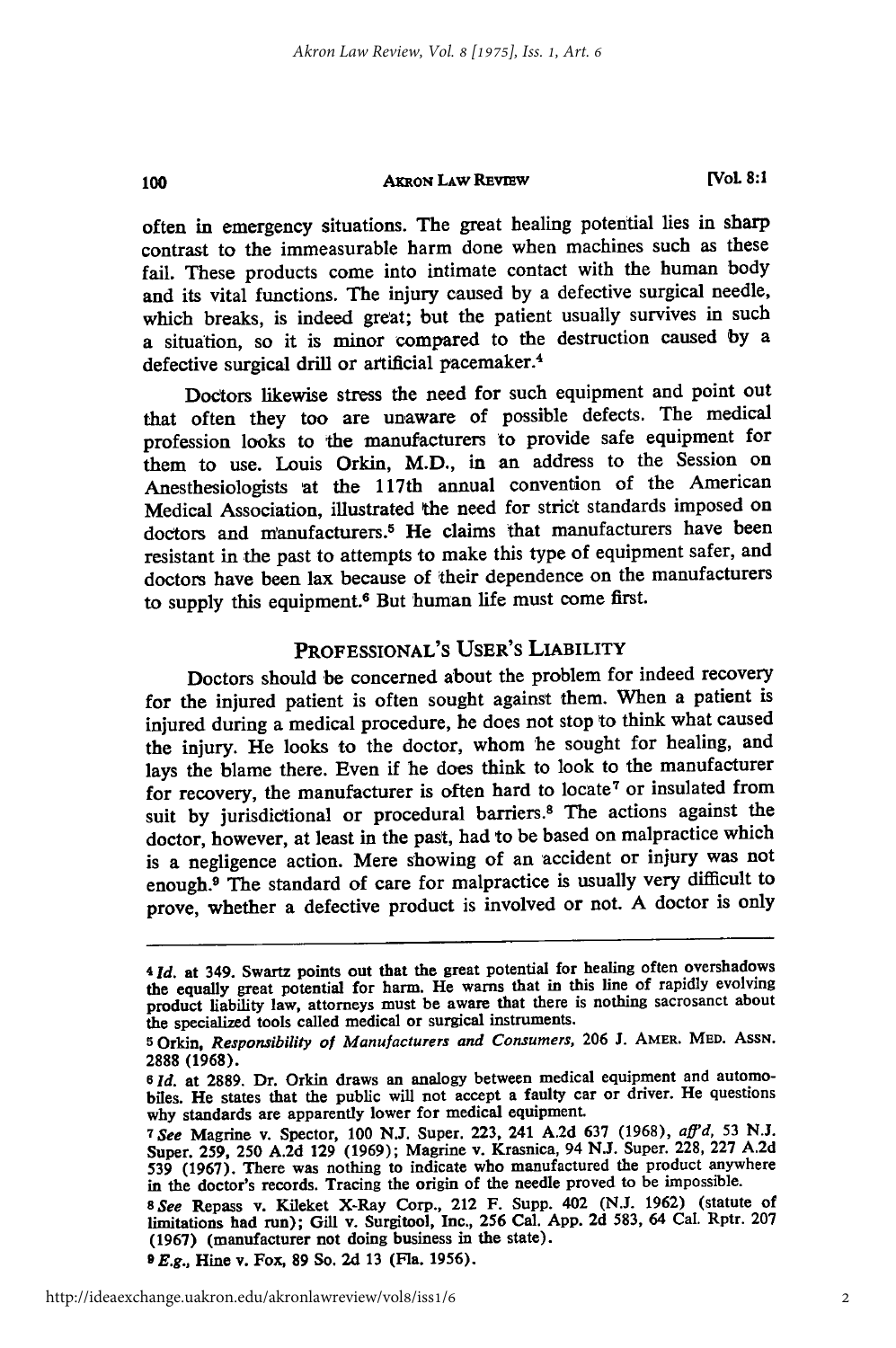often in emergency situations. The great healing potential lies in sharp contrast to the immeasurable harm done when machines such as these fail. These products come into intimate contact with the human body and its vital functions. The injury caused by a defective surgical needle, which breaks, is indeed great; but the patient usually survives in such a situation, so it is minor compared to the destruction caused by a defective surgical drill or artificial pacemaker.[4]

Doctors likewise stress the need for such equipment and point out that often they too are unaware of possible defects. The medical profession looks to the manufacturers to provide safe equipment for them to use. Louis Orkin, M.D., in an address to the Session on Anesthesiologists at the 117th annual convention of the American Medical Association, illustrated the need for strict standards imposed on doctors and manufacturers.[5] He claims that manufacturers have been resistant in the past to attempts to make this type of equipment safer, and doctors have been lax because of their dependence on the manufacturers to supply this equipment.[6] But human life must come first.

## PROFESSIONAL'S USER'S LIABILITY

Doctors should be concerned about the problem for indeed recovery for the injured patient is often sought against them. When a patient is injured during a medical procedure, he does not stop to think what caused the injury. He looks to the doctor, whom he sought for healing, and lays the blame there. Even if he does think to look to the manufacturer for recovery, the manufacturer is often hard to locate[7] or insulated from suit by jurisdictional or procedural barriers.[8] The actions against the doctor, however, at least in the past, had to be based on malpractice which is a negligence action. Mere showing of an accident or injury was not enough.[9] The standard of care for malpractice is usually very difficult to prove, whether a defective product is involved or not. A doctor is only

---

[4] *Id.* at 349. Swartz points out that the great potential for healing often overshadows the equally great potential for harm. He warns that in this line of rapidly evolving product liability law, attorneys must be aware that there is nothing sacrosanct about the specialized tools called medical or surgical instruments.

[5] Orkin, *Responsibility of Manufacturers and Consumers*, 206 J. AMER. MED. ASSN. 2888 (1968).

[6] *Id.* at 2889. Dr. Orkin draws an analogy between medical equipment and automobiles. He states that the public will not accept a faulty car or driver. He questions why standards are apparently lower for medical equipment.

[7] *See* Magrine v. Spector, 100 N.J. Super. 223, 241 A.2d 637 (1968), *aff'd*, 53 N.J. Super. 259, 250 A.2d 129 (1969); Magrine v. Krasnica, 94 N.J. Super. 228, 227 A.2d 539 (1967). There was nothing to indicate who manufactured the product anywhere in the doctor's records. Tracing the origin of the needle proved to be impossible.

[8] *See* Repass v. Kileket X-Ray Corp., 212 F. Supp. 402 (N.J. 1962) (statute of limitations had run); Gill v. Surgitool, Inc., 256 Cal. App. 2d 583, 64 Cal. Rptr. 207 (1967) (manufacturer not doing business in the state).

[9] *E.g.*, Hine v. Fox, 89 So. 2d 13 (Fla. 1956).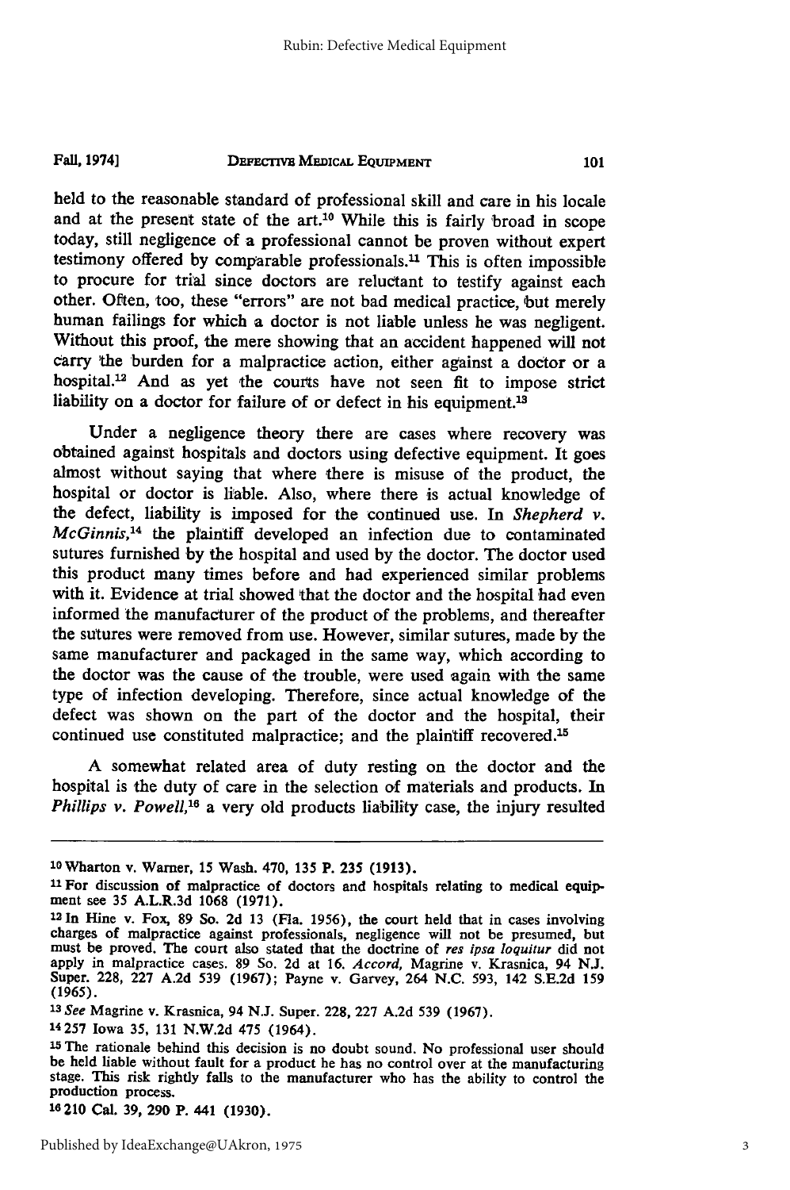held to the reasonable standard of professional skill and care in his locale and at the present state of the art.[10] While this is fairly broad in scope today, still negligence of a professional cannot be proven without expert testimony offered by comparable professionals.[11] This is often impossible to procure for trial since doctors are reluctant to testify against each other. Often, too, these "errors" are not bad medical practice, but merely human failings for which a doctor is not liable unless he was negligent. Without this proof, the mere showing that an accident happened will not carry the burden for a malpractice action, either against a doctor or a hospital.[12] And as yet the courts have not seen fit to impose strict liability on a doctor for failure of or defect in his equipment.[13]

Under a negligence theory there are cases where recovery was obtained against hospitals and doctors using defective equipment. It goes almost without saying that where there is misuse of the product, the hospital or doctor is liable. Also, where there is actual knowledge of the defect, liability is imposed for the continued use. In *Shepherd v. McGinnis*,[14] the plaintiff developed an infection due to contaminated sutures furnished by the hospital and used by the doctor. The doctor used this product many times before and had experienced similar problems with it. Evidence at trial showed that the doctor and the hospital had even informed the manufacturer of the product of the problems, and thereafter the sutures were removed from use. However, similar sutures, made by the same manufacturer and packaged in the same way, which according to the doctor was the cause of the trouble, were used again with the same type of infection developing. Therefore, since actual knowledge of the defect was shown on the part of the doctor and the hospital, their continued use constituted malpractice; and the plaintiff recovered.[15]

A somewhat related area of duty resting on the doctor and the hospital is the duty of care in the selection of materials and products. In *Phillips v. Powell*,[16] a very old products liability case, the injury resulted

---

[10] Wharton v. Warner, 15 Wash. 470, 135 P. 235 (1913).

[11] For discussion of malpractice of doctors and hospitals relating to medical equipment see 35 A.L.R.3d 1068 (1971).

[12] In Hine v. Fox, 89 So. 2d 13 (Fla. 1956), the court held that in cases involving charges of malpractice against professionals, negligence will not be presumed, but must be proved. The court also stated that the doctrine of *res ipsa loquitur* did not apply in malpractice cases. 89 So. 2d at 16. *Accord*, Magrine v. Krasnica, 94 N.J. Super. 228, 227 A.2d 539 (1967); Payne v. Garvey, 264 N.C. 593, 142 S.E.2d 159 (1965).

[13] *See* Magrine v. Krasnica, 94 N.J. Super. 228, 227 A.2d 539 (1967).

[14] 257 Iowa 35, 131 N.W.2d 475 (1964).

[15] The rationale behind this decision is no doubt sound. No professional user should be held liable without fault for a product he has no control over at the manufacturing stage. This risk rightly falls to the manufacturer who has the ability to control the production process.

[16] 210 Cal. 39, 290 P. 441 (1930).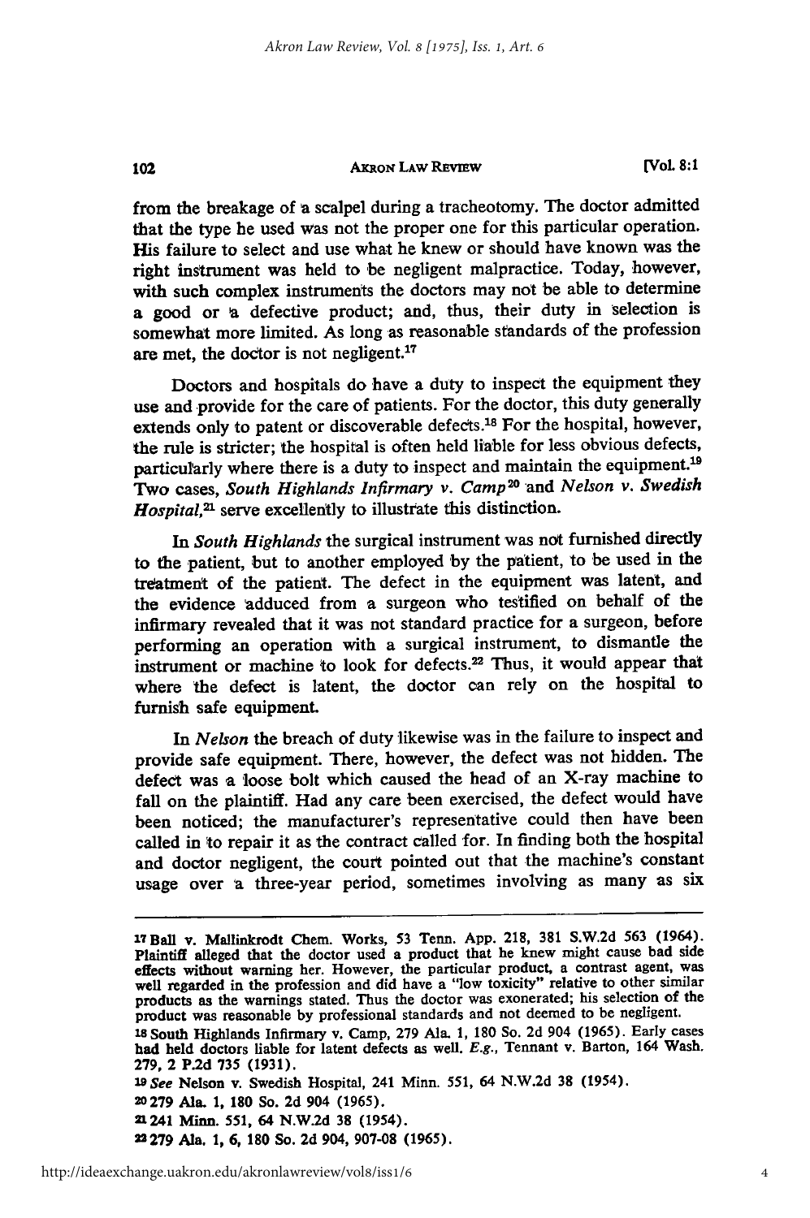from the breakage of a scalpel during a tracheotomy. The doctor admitted that the type he used was not the proper one for this particular operation. His failure to select and use what he knew or should have known was the right instrument was held to be negligent malpractice. Today, however, with such complex instruments the doctors may not be able to determine a good or a defective product; and, thus, their duty in selection is somewhat more limited. As long as reasonable standards of the profession are met, the doctor is not negligent.[17]

Doctors and hospitals do have a duty to inspect the equipment they use and provide for the care of patients. For the doctor, this duty generally extends only to patent or discoverable defects.[18] For the hospital, however, the rule is stricter; the hospital is often held liable for less obvious defects, particularly where there is a duty to inspect and maintain the equipment.[19] Two cases, *South Highlands Infirmary v. Camp*[20] and *Nelson v. Swedish Hospital*,[21] serve excellently to illustrate this distinction.

In *South Highlands* the surgical instrument was not furnished directly to the patient, but to another employed by the patient, to be used in the treatment of the patient. The defect in the equipment was latent, and the evidence adduced from a surgeon who testified on behalf of the infirmary revealed that it was not standard practice for a surgeon, before performing an operation with a surgical instrument, to dismantle the instrument or machine to look for defects.[22] Thus, it would appear that where the defect is latent, the doctor can rely on the hospital to furnish safe equipment.

In *Nelson* the breach of duty likewise was in the failure to inspect and provide safe equipment. There, however, the defect was not hidden. The defect was a loose bolt which caused the head of an X-ray machine to fall on the plaintiff. Had any care been exercised, the defect would have been noticed; the manufacturer's representative could then have been called in to repair it as the contract called for. In finding both the hospital and doctor negligent, the court pointed out that the machine's constant usage over a three-year period, sometimes involving as many as six

---

[17] Ball v. Mallinkrodt Chem. Works, 53 Tenn. App. 218, 381 S.W.2d 563 (1964). Plaintiff alleged that the doctor used a product that he knew might cause bad side effects without warning her. However, the particular product, a contrast agent, was well regarded in the profession and did have a "low toxicity" relative to other similar products as the warnings stated. Thus the doctor was exonerated; his selection of the product was reasonable by professional standards and not deemed to be negligent.

[18] South Highlands Infirmary v. Camp, 279 Ala. 1, 180 So. 2d 904 (1965). Early cases had held doctors liable for latent defects as well. *E.g.*, Tennant v. Barton, 164 Wash. 279, 2 P.2d 735 (1931).

[19] *See* Nelson v. Swedish Hospital, 241 Minn. 551, 64 N.W.2d 38 (1954).

[20] 279 Ala. 1, 180 So. 2d 904 (1965).

[21] 241 Minn. 551, 64 N.W.2d 38 (1954).

[22] 279 Ala. 1, 6, 180 So. 2d 904, 907-08 (1965).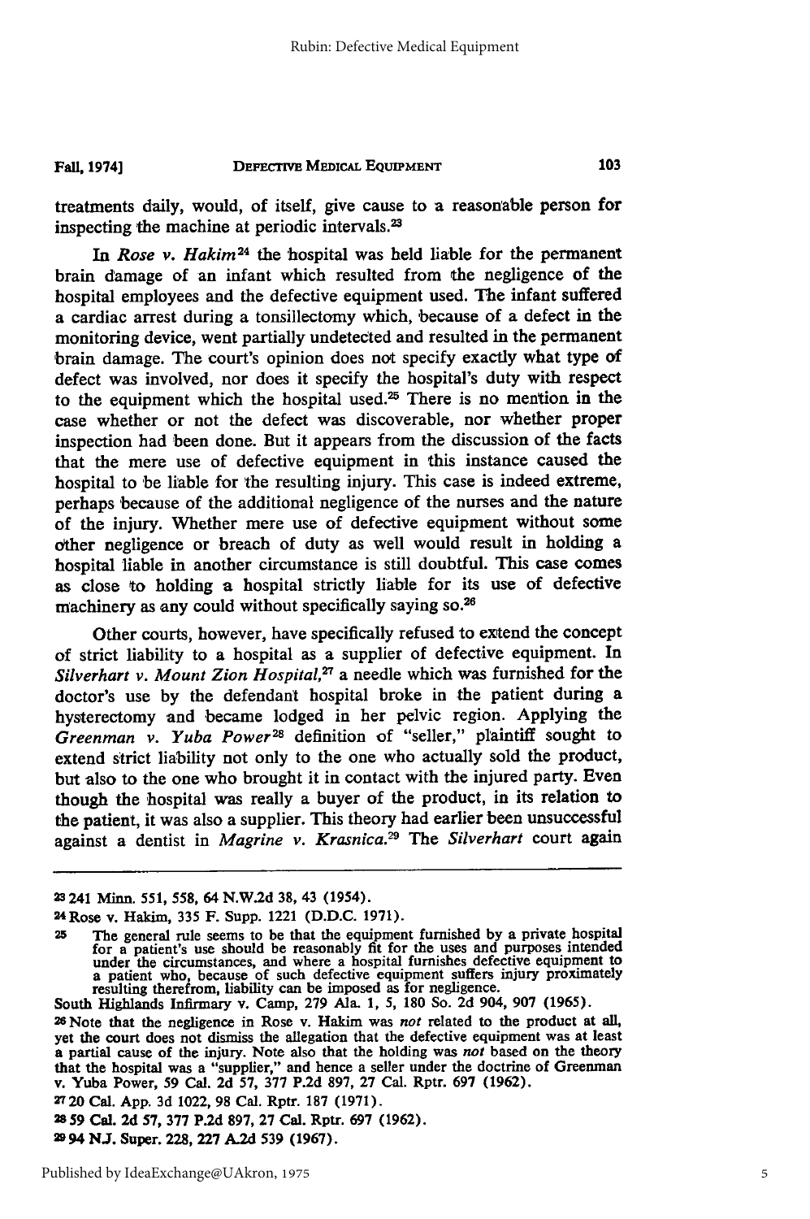treatments daily, would, of itself, give cause to a reasonable person for inspecting the machine at periodic intervals.[23]

In *Rose v. Hakim*[24] the hospital was held liable for the permanent brain damage of an infant which resulted from the negligence of the hospital employees and the defective equipment used. The infant suffered a cardiac arrest during a tonsillectomy which, because of a defect in the monitoring device, went partially undetected and resulted in the permanent brain damage. The court's opinion does not specify exactly what type of defect was involved, nor does it specify the hospital's duty with respect to the equipment which the hospital used.[25] There is no mention in the case whether or not the defect was discoverable, nor whether proper inspection had been done. But it appears from the discussion of the facts that the mere use of defective equipment in this instance caused the hospital to be liable for the resulting injury. This case is indeed extreme, perhaps because of the additional negligence of the nurses and the nature of the injury. Whether mere use of defective equipment without some other negligence or breach of duty as well would result in holding a hospital liable in another circumstance is still doubtful. This case comes as close to holding a hospital strictly liable for its use of defective machinery as any could without specifically saying so.[26]

Other courts, however, have specifically refused to extend the concept of strict liability to a hospital as a supplier of defective equipment. In *Silverhart v. Mount Zion Hospital*,[27] a needle which was furnished for the doctor's use by the defendant hospital broke in the patient during a hysterectomy and became lodged in her pelvic region. Applying the *Greenman v. Yuba Power*[28] definition of "seller," plaintiff sought to extend strict liability not only to the one who actually sold the product, but also to the one who brought it in contact with the injured party. Even though the hospital was really a buyer of the product, in its relation to the patient, it was also a supplier. This theory had earlier been unsuccessful against a dentist in *Magrine v. Krasnica*.[29] The *Silverhart* court again

---

[23] 241 Minn. 551, 558, 64 N.W.2d 38, 43 (1954).

[24] Rose v. Hakim, 335 F. Supp. 1221 (D.D.C. 1971).

[25] The general rule seems to be that the equipment furnished by a private hospital for a patient's use should be reasonably fit for the uses and purposes intended under the circumstances, and where a hospital furnishes defective equipment to a patient who, because of such defective equipment suffers injury proximately resulting therefrom, liability can be imposed as for negligence.

South Highlands Infirmary v. Camp, 279 Ala. 1, 5, 180 So. 2d 904, 907 (1965).

[26] Note that the negligence in Rose v. Hakim was *not* related to the product at all, yet the court does not dismiss the allegation that the defective equipment was at least a partial cause of the injury. Note also that the holding was *not* based on the theory that the hospital was a "supplier," and hence a seller under the doctrine of Greenman v. Yuba Power, 59 Cal. 2d 57, 377 P.2d 897, 27 Cal. Rptr. 697 (1962).

[27] 20 Cal. App. 3d 1022, 98 Cal. Rptr. 187 (1971).

[28] 59 Cal. 2d 57, 377 P.2d 897, 27 Cal. Rptr. 697 (1962).

[29] 94 N.J. Super. 228, 227 A.2d 539 (1967).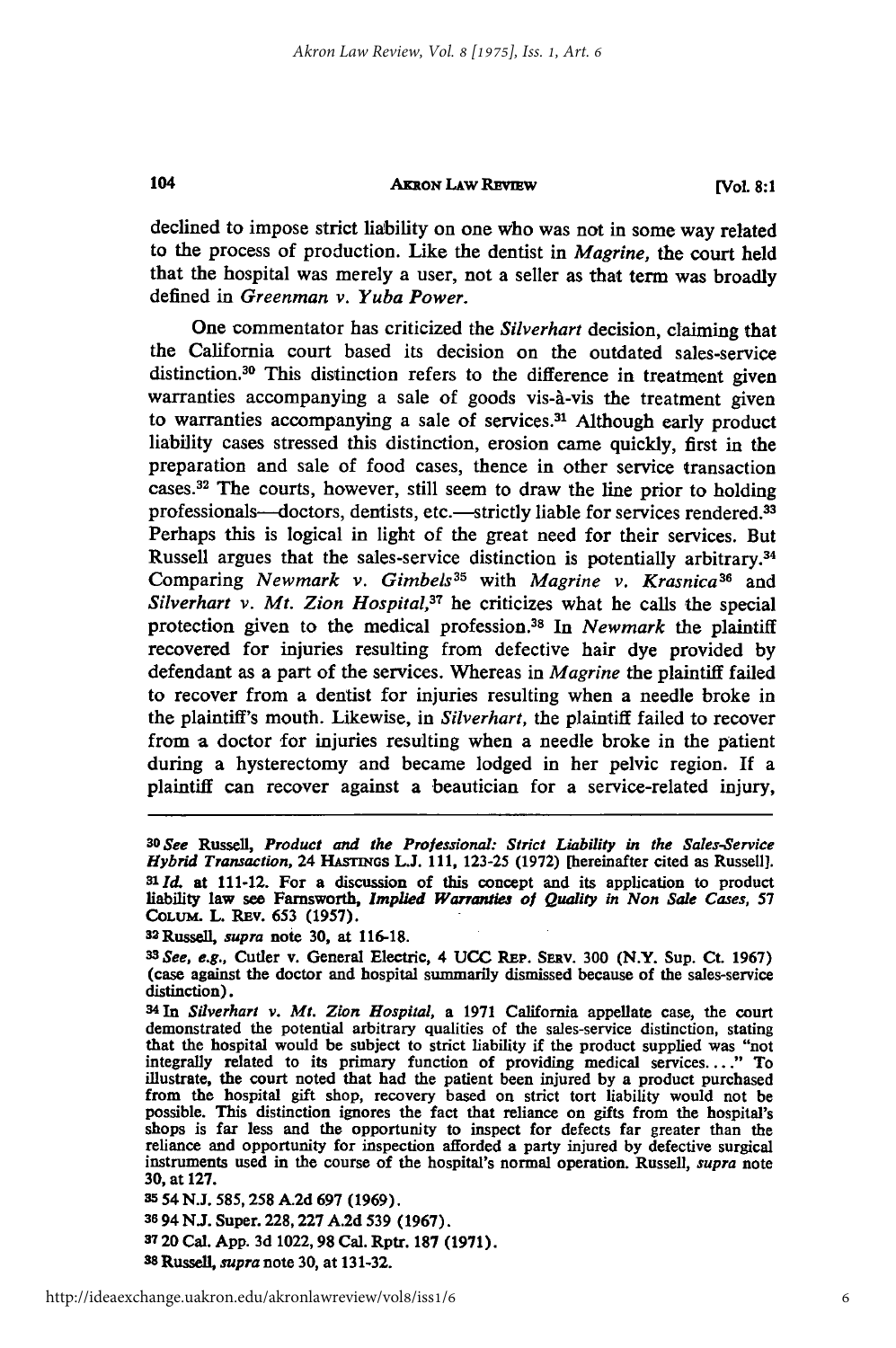declined to impose strict liability on one who was not in some way related to the process of production. Like the dentist in *Magrine,* the court held that the hospital was merely a user, not a seller as that term was broadly defined in *Greenman v. Yuba Power.*

One commentator has criticized the *Silverhart* decision, claiming that the California court based its decision on the outdated sales-service distinction.[30] This distinction refers to the difference in treatment given warranties accompanying a sale of goods vis-à-vis the treatment given to warranties accompanying a sale of services.[31] Although early product liability cases stressed this distinction, erosion came quickly, first in the preparation and sale of food cases, thence in other service transaction cases.[32] The courts, however, still seem to draw the line prior to holding professionals—doctors, dentists, etc.—strictly liable for services rendered.[33] Perhaps this is logical in light of the great need for their services. But Russell argues that the sales-service distinction is potentially arbitrary.[34] Comparing *Newmark v. Gimbels*[35] with *Magrine v. Krasnica*[36] and *Silverhart v. Mt. Zion Hospital,*[37] he criticizes what he calls the special protection given to the medical profession.[38] In *Newmark* the plaintiff recovered for injuries resulting from defective hair dye provided by defendant as a part of the services. Whereas in *Magrine* the plaintiff failed to recover from a dentist for injuries resulting when a needle broke in the plaintiff's mouth. Likewise, in *Silverhart,* the plaintiff failed to recover from a doctor for injuries resulting when a needle broke in the patient during a hysterectomy and became lodged in her pelvic region. If a plaintiff can recover against a beautician for a service-related injury,

---

[30] *See* Russell, *Product and the Professional: Strict Liability in the Sales-Service Hybrid Transaction,* 24 HASTINGS L.J. 111, 123-25 (1972) [hereinafter cited as Russell].

[31] *Id.* at 111-12. For a discussion of this concept and its application to product liability law see Farnsworth, *Implied Warranties of Quality in Non Sale Cases,* 57 COLUM. L. REV. 653 (1957).

[32] Russell, *supra* note 30, at 116-18.

[33] *See, e.g.,* Cutler v. General Electric, 4 UCC REP. SERV. 300 (N.Y. Sup. Ct. 1967) (case against the doctor and hospital summarily dismissed because of the sales-service distinction).

[34] In *Silverhart v. Mt. Zion Hospital,* a 1971 California appellate case, the court demonstrated the potential arbitrary qualities of the sales-service distinction, stating that the hospital would be subject to strict liability if the product supplied was "not integrally related to its primary function of providing medical services. . . ." To illustrate, the court noted that had the patient been injured by a product purchased from the hospital gift shop, recovery based on strict tort liability would not be possible. This distinction ignores the fact that reliance on gifts from the hospital's shops is far less and the opportunity to inspect for defects far greater than the reliance and opportunity for inspection afforded a party injured by defective surgical instruments used in the course of the hospital's normal operation. Russell, *supra* note 30, at 127.

[35] 54 N.J. 585, 258 A.2d 697 (1969).

[36] 94 N.J. Super. 228, 227 A.2d 539 (1967).

[37] 20 Cal. App. 3d 1022, 98 Cal. Rptr. 187 (1971).

[38] Russell, *supra* note 30, at 131-32.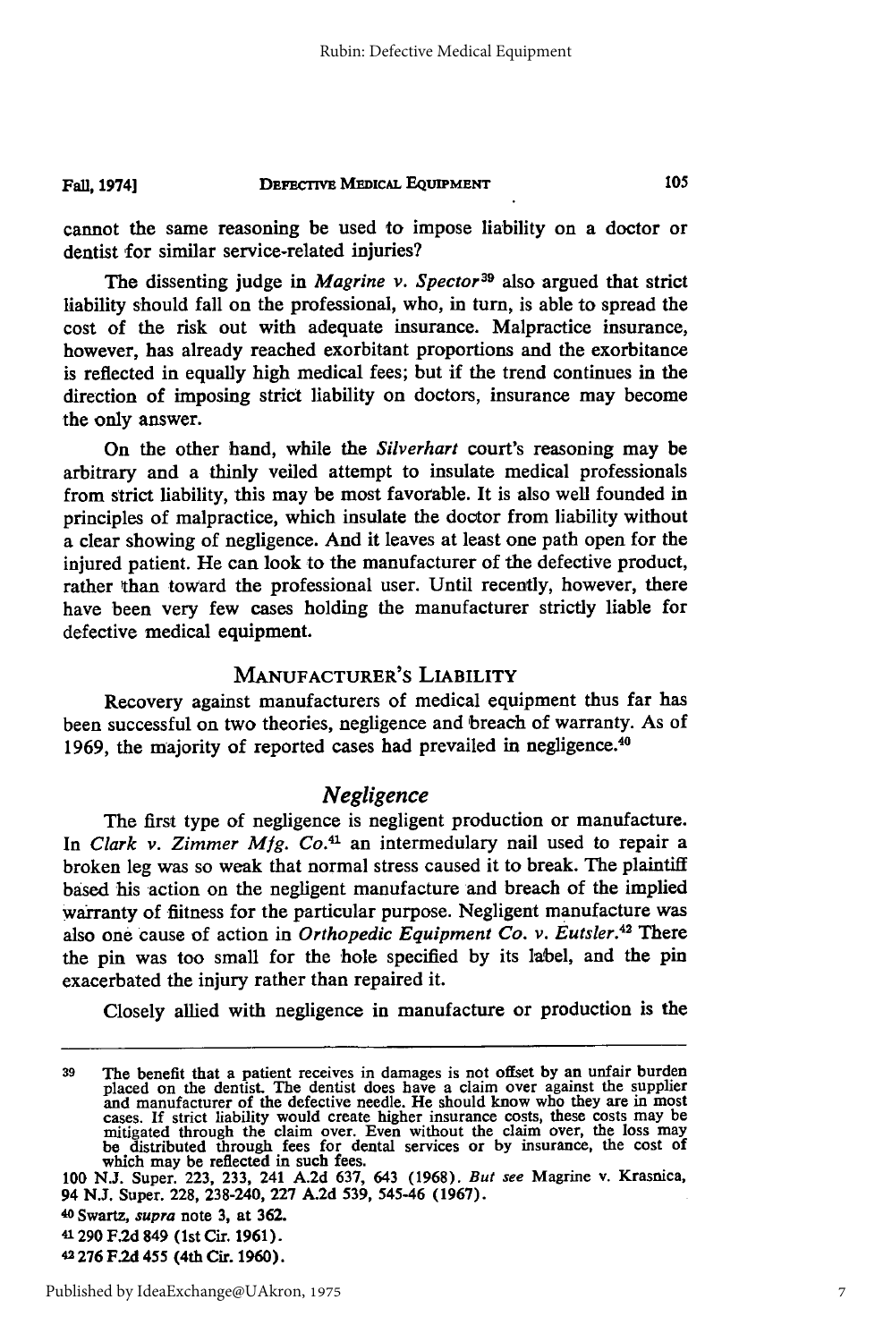cannot the same reasoning be used to impose liability on a doctor or dentist for similar service-related injuries?

The dissenting judge in *Magrine v. Spector*[39] also argued that strict liability should fall on the professional, who, in turn, is able to spread the cost of the risk out with adequate insurance. Malpractice insurance, however, has already reached exorbitant proportions and the exorbitance is reflected in equally high medical fees; but if the trend continues in the direction of imposing strict liability on doctors, insurance may become the only answer.

On the other hand, while the *Silverhart* court's reasoning may be arbitrary and a thinly veiled attempt to insulate medical professionals from strict liability, this may be most favorable. It is also well founded in principles of malpractice, which insulate the doctor from liability without a clear showing of negligence. And it leaves at least one path open for the injured patient. He can look to the manufacturer of the defective product, rather than toward the professional user. Until recently, however, there have been very few cases holding the manufacturer strictly liable for defective medical equipment.

## MANUFACTURER'S LIABILITY

Recovery against manufacturers of medical equipment thus far has been successful on two theories, negligence and breach of warranty. As of 1969, the majority of reported cases had prevailed in negligence.[40]

### *Negligence*

The first type of negligence is negligent production or manufacture. In *Clark v. Zimmer Mfg. Co.*[41] an intermedulary nail used to repair a broken leg was so weak that normal stress caused it to break. The plaintiff based his action on the negligent manufacture and breach of the implied warranty of fiitness for the particular purpose. Negligent manufacture was also one cause of action in *Orthopedic Equipment Co. v. Eutsler.*[42] There the pin was too small for the hole specified by its label, and the pin exacerbated the injury rather than repaired it.

Closely allied with negligence in manufacture or production is the

---

39 The benefit that a patient receives in damages is not offset by an unfair burden placed on the dentist. The dentist does have a claim over against the supplier and manufacturer of the defective needle. He should know who they are in most cases. If strict liability would create higher insurance costs, these costs may be mitigated through the claim over. Even without the claim over, the loss may be distributed through fees for dental services or by insurance, the cost of which may be reflected in such fees.

100 N.J. Super. 223, 233, 241 A.2d 637, 643 (1968). *But see* Magrine v. Krasnica, 94 N.J. Super. 228, 238-240, 227 A.2d 539, 545-46 (1967).

40 Swartz, *supra* note 3, at 362.

41 290 F.2d 849 (1st Cir. 1961).

42 276 F.2d 455 (4th Cir. 1960).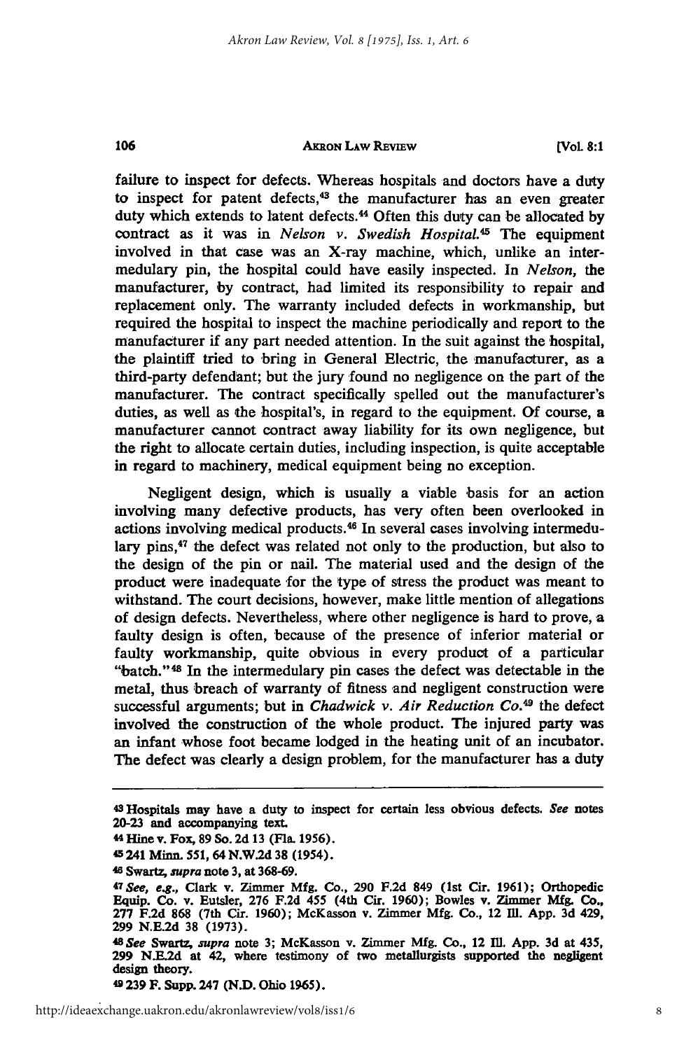failure to inspect for defects. Whereas hospitals and doctors have a duty to inspect for patent defects,[43] the manufacturer has an even greater duty which extends to latent defects.[44] Often this duty can be allocated by contract as it was in *Nelson v. Swedish Hospital*.[45] The equipment involved in that case was an X-ray machine, which, unlike an intermedulary pin, the hospital could have easily inspected. In *Nelson*, the manufacturer, by contract, had limited its responsibility to repair and replacement only. The warranty included defects in workmanship, but required the hospital to inspect the machine periodically and report to the manufacturer if any part needed attention. In the suit against the hospital, the plaintiff tried to bring in General Electric, the manufacturer, as a third-party defendant; but the jury found no negligence on the part of the manufacturer. The contract specifically spelled out the manufacturer's duties, as well as the hospital's, in regard to the equipment. Of course, a manufacturer cannot contract away liability for its own negligence, but the right to allocate certain duties, including inspection, is quite acceptable in regard to machinery, medical equipment being no exception.

Negligent design, which is usually a viable basis for an action involving many defective products, has very often been overlooked in actions involving medical products.[46] In several cases involving intermedulary pins,[47] the defect was related not only to the production, but also to the design of the pin or nail. The material used and the design of the product were inadequate for the type of stress the product was meant to withstand. The court decisions, however, make little mention of allegations of design defects. Nevertheless, where other negligence is hard to prove, a faulty design is often, because of the presence of inferior material or faulty workmanship, quite obvious in every product of a particular "batch."[48] In the intermedulary pin cases the defect was detectable in the metal, thus breach of warranty of fitness and negligent construction were successful arguments; but in *Chadwick v. Air Reduction Co.*[49] the defect involved the construction of the whole product. The injured party was an infant whose foot became lodged in the heating unit of an incubator. The defect was clearly a design problem, for the manufacturer has a duty

---

[43] Hospitals may have a duty to inspect for certain less obvious defects. *See* notes 20-23 and accompanying text.

[44] Hine v. Fox, 89 So. 2d 13 (Fla. 1956).

[45] 241 Minn. 551, 64 N.W.2d 38 (1954).

[46] Swartz, *supra* note 3, at 368-69.

[47] *See, e.g.*, Clark v. Zimmer Mfg. Co., 290 F.2d 849 (1st Cir. 1961); Orthopedic Equip. Co. v. Eutsler, 276 F.2d 455 (4th Cir. 1960); Bowles v. Zimmer Mfg. Co., 277 F.2d 868 (7th Cir. 1960); McKasson v. Zimmer Mfg. Co., 12 Ill. App. 3d 429, 299 N.E.2d 38 (1973).

[48] *See* Swartz, *supra* note 3; McKasson v. Zimmer Mfg. Co., 12 Ill. App. 3d at 435, 299 N.E.2d at 42, where testimony of two metallurgists supported the negligent design theory.

[49] 239 F. Supp. 247 (N.D. Ohio 1965).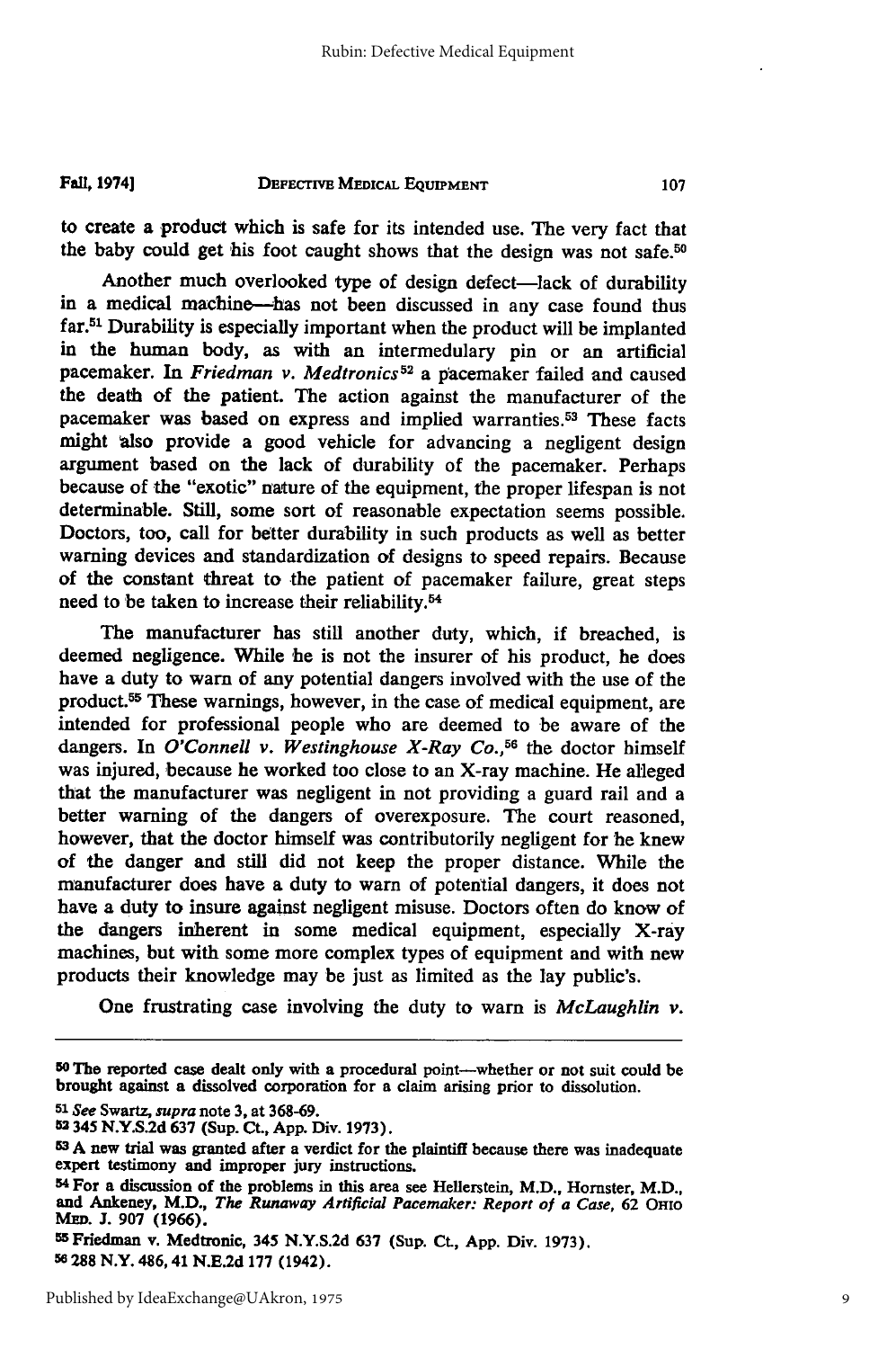to create a product which is safe for its intended use. The very fact that the baby could get his foot caught shows that the design was not safe.[50]

Another much overlooked type of design defect—lack of durability in a medical machine—has not been discussed in any case found thus far.[51] Durability is especially important when the product will be implanted in the human body, as with an intermedulary pin or an artificial pacemaker. In *Friedman v. Medtronics*[52] a pacemaker failed and caused the death of the patient. The action against the manufacturer of the pacemaker was based on express and implied warranties.[53] These facts might also provide a good vehicle for advancing a negligent design argument based on the lack of durability of the pacemaker. Perhaps because of the "exotic" nature of the equipment, the proper lifespan is not determinable. Still, some sort of reasonable expectation seems possible. Doctors, too, call for better durability in such products as well as better warning devices and standardization of designs to speed repairs. Because of the constant threat to the patient of pacemaker failure, great steps need to be taken to increase their reliability.[54]

The manufacturer has still another duty, which, if breached, is deemed negligence. While he is not the insurer of his product, he does have a duty to warn of any potential dangers involved with the use of the product.[55] These warnings, however, in the case of medical equipment, are intended for professional people who are deemed to be aware of the dangers. In *O'Connell v. Westinghouse X-Ray Co.*,[56] the doctor himself was injured, because he worked too close to an X-ray machine. He alleged that the manufacturer was negligent in not providing a guard rail and a better warning of the dangers of overexposure. The court reasoned, however, that the doctor himself was contributorily negligent for he knew of the danger and still did not keep the proper distance. While the manufacturer does have a duty to warn of potential dangers, it does not have a duty to insure against negligent misuse. Doctors often do know of the dangers inherent in some medical equipment, especially X-ray machines, but with some more complex types of equipment and with new products their knowledge may be just as limited as the lay public's.

One frustrating case involving the duty to warn is *McLaughlin v.*

---

[50] The reported case dealt only with a procedural point—whether or not suit could be brought against a dissolved corporation for a claim arising prior to dissolution.

[51] *See* Swartz, *supra* note 3, at 368-69.

[52] 345 N.Y.S.2d 637 (Sup. Ct., App. Div. 1973).

[53] A new trial was granted after a verdict for the plaintiff because there was inadequate expert testimony and improper jury instructions.

[54] For a discussion of the problems in this area see Hellerstein, M.D., Hornster, M.D., and Ankeney, M.D., *The Runaway Artificial Pacemaker: Report of a Case*, 62 OHIO MED. J. 907 (1966).

[55] Friedman v. Medtronic, 345 N.Y.S.2d 637 (Sup. Ct., App. Div. 1973).

[56] 288 N.Y. 486, 41 N.E.2d 177 (1942).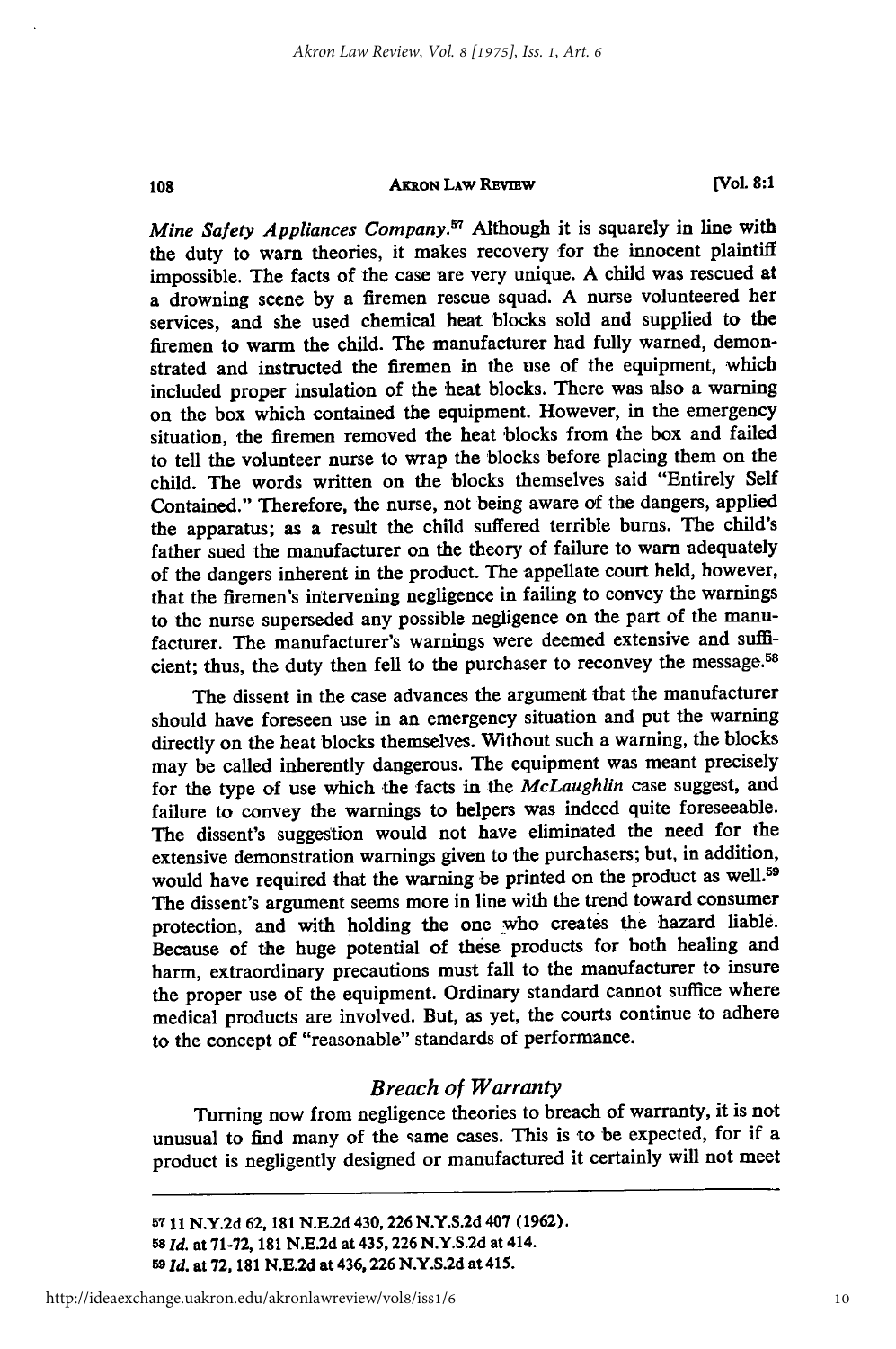*Mine Safety Appliances Company*.[57] Although it is squarely in line with the duty to warn theories, it makes recovery for the innocent plaintiff impossible. The facts of the case are very unique. A child was rescued at a drowning scene by a firemen rescue squad. A nurse volunteered her services, and she used chemical heat blocks sold and supplied to the firemen to warm the child. The manufacturer had fully warned, demonstrated and instructed the firemen in the use of the equipment, which included proper insulation of the heat blocks. There was also a warning on the box which contained the equipment. However, in the emergency situation, the firemen removed the heat blocks from the box and failed to tell the volunteer nurse to wrap the blocks before placing them on the child. The words written on the blocks themselves said "Entirely Self Contained." Therefore, the nurse, not being aware of the dangers, applied the apparatus; as a result the child suffered terrible burns. The child's father sued the manufacturer on the theory of failure to warn adequately of the dangers inherent in the product. The appellate court held, however, that the firemen's intervening negligence in failing to convey the warnings to the nurse superseded any possible negligence on the part of the manufacturer. The manufacturer's warnings were deemed extensive and sufficient; thus, the duty then fell to the purchaser to reconvey the message.[58]

The dissent in the case advances the argument that the manufacturer should have foreseen use in an emergency situation and put the warning directly on the heat blocks themselves. Without such a warning, the blocks may be called inherently dangerous. The equipment was meant precisely for the type of use which the facts in the *McLaughlin* case suggest, and failure to convey the warnings to helpers was indeed quite foreseeable. The dissent's suggestion would not have eliminated the need for the extensive demonstration warnings given to the purchasers; but, in addition, would have required that the warning be printed on the product as well.[59] The dissent's argument seems more in line with the trend toward consumer protection, and with holding the one who creates the hazard liable. Because of the huge potential of these products for both healing and harm, extraordinary precautions must fall to the manufacturer to insure the proper use of the equipment. Ordinary standard cannot suffice where medical products are involved. But, as yet, the courts continue to adhere to the concept of "reasonable" standards of performance.

## *Breach of Warranty*

Turning now from negligence theories to breach of warranty, it is not unusual to find many of the same cases. This is to be expected, for if a product is negligently designed or manufactured it certainly will not meet

---

[57] 11 N.Y.2d 62, 181 N.E.2d 430, 226 N.Y.S.2d 407 (1962).

[58] *Id.* at 71-72, 181 N.E.2d at 435, 226 N.Y.S.2d at 414.

[59] *Id.* at 72, 181 N.E.2d at 436, 226 N.Y.S.2d at 415.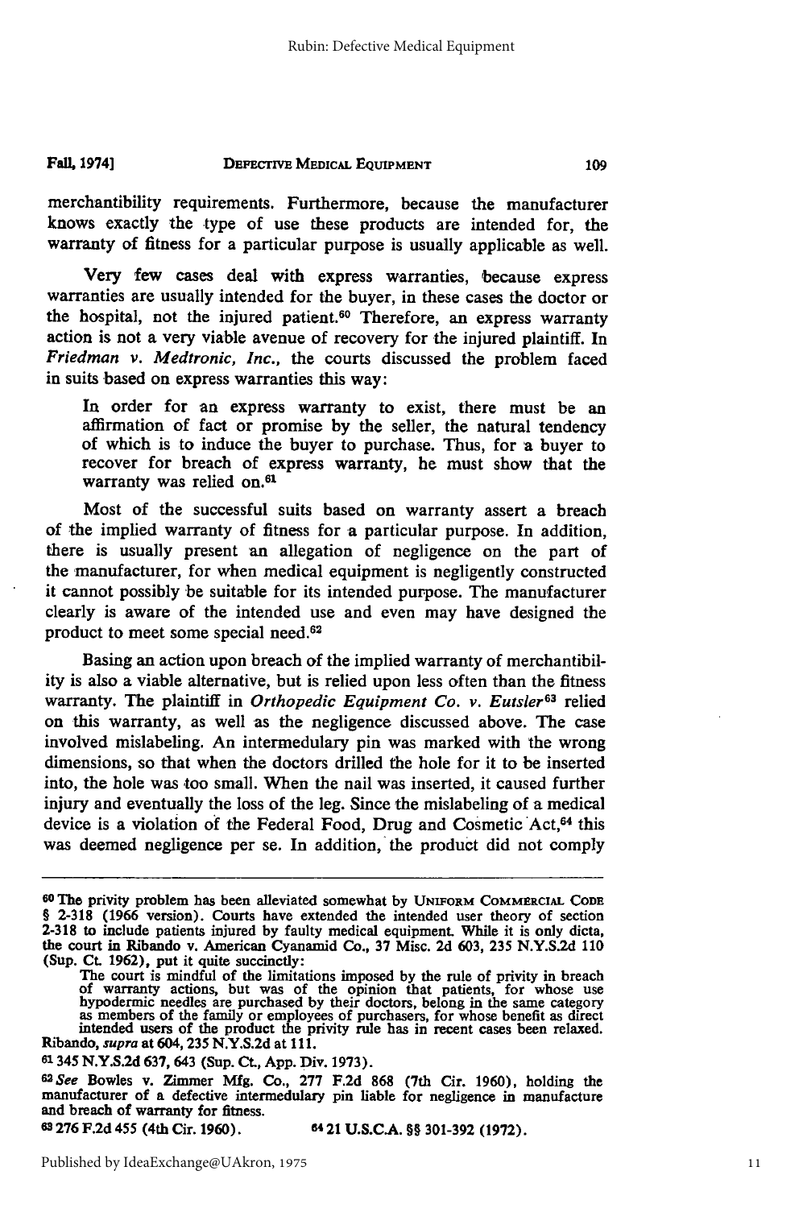merchantibility requirements. Furthermore, because the manufacturer knows exactly the type of use these products are intended for, the warranty of fitness for a particular purpose is usually applicable as well.

Very few cases deal with express warranties, because express warranties are usually intended for the buyer, in these cases the doctor or the hospital, not the injured patient.[60] Therefore, an express warranty action is not a very viable avenue of recovery for the injured plaintiff. In *Friedman v. Medtronic, Inc.*, the courts discussed the problem faced in suits based on express warranties this way:

> In order for an express warranty to exist, there must be an affirmation of fact or promise by the seller, the natural tendency of which is to induce the buyer to purchase. Thus, for a buyer to recover for breach of express warranty, he must show that the warranty was relied on.[61]

Most of the successful suits based on warranty assert a breach of the implied warranty of fitness for a particular purpose. In addition, there is usually present an allegation of negligence on the part of the manufacturer, for when medical equipment is negligently constructed it cannot possibly be suitable for its intended purpose. The manufacturer clearly is aware of the intended use and even may have designed the product to meet some special need.[62]

Basing an action upon breach of the implied warranty of merchantibility is also a viable alternative, but is relied upon less often than the fitness warranty. The plaintiff in *Orthopedic Equipment Co. v. Eutsler*[63] relied on this warranty, as well as the negligence discussed above. The case involved mislabeling. An intermedulary pin was marked with the wrong dimensions, so that when the doctors drilled the hole for it to be inserted into, the hole was too small. When the nail was inserted, it caused further injury and eventually the loss of the leg. Since the mislabeling of a medical device is a violation of the Federal Food, Drug and Cosmetic Act,[64] this was deemed negligence per se. In addition, the product did not comply

---

[60] The privity problem has been alleviated somewhat by UNIFORM COMMERCIAL CODE § 2-318 (1966 version). Courts have extended the intended user theory of section 2-318 to include patients injured by faulty medical equipment. While it is only dicta, the court in Ribando v. American Cyanamid Co., 37 Misc. 2d 603, 235 N.Y.S.2d 110 (Sup. Ct. 1962), put it quite succinctly:

> The court is mindful of the limitations imposed by the rule of privity in breach of warranty actions, but was of the opinion that patients, for whose use hypodermic needles are purchased by their doctors, belong in the same category as members of the family or employees of purchasers, for whose benefit as direct intended users of the product the privity rule has in recent cases been relaxed.

Ribando, *supra* at 604, 235 N.Y.S.2d at 111.

[61] 345 N.Y.S.2d 637, 643 (Sup. Ct., App. Div. 1973).

[62] *See* Bowles v. Zimmer Mfg. Co., 277 F.2d 868 (7th Cir. 1960), holding the manufacturer of a defective intermedulary pin liable for negligence in manufacture and breach of warranty for fitness.

[63] 276 F.2d 455 (4th Cir. 1960).

[64] 21 U.S.C.A. §§ 301-392 (1972).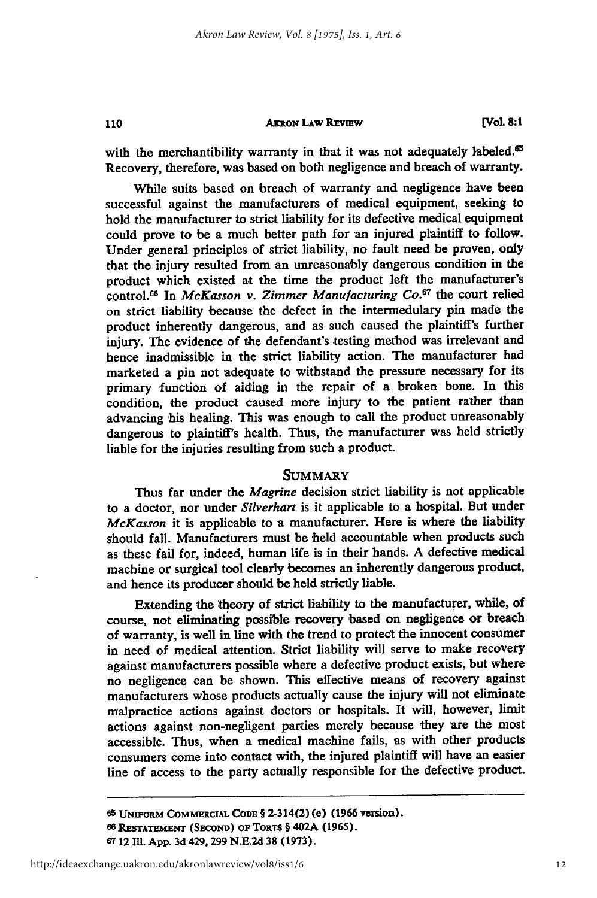with the merchantibility warranty in that it was not adequately labeled.[65] Recovery, therefore, was based on both negligence and breach of warranty.

While suits based on breach of warranty and negligence have been successful against the manufacturers of medical equipment, seeking to hold the manufacturer to strict liability for its defective medical equipment could prove to be a much better path for an injured plaintiff to follow. Under general principles of strict liability, no fault need be proven, only that the injury resulted from an unreasonably dangerous condition in the product which existed at the time the product left the manufacturer's control.[66] In *McKasson v. Zimmer Manufacturing Co.*[67] the court relied on strict liability because the defect in the intermedulary pin made the product inherently dangerous, and as such caused the plaintiff's further injury. The evidence of the defendant's testing method was irrelevant and hence inadmissible in the strict liability action. The manufacturer had marketed a pin not adequate to withstand the pressure necessary for its primary function of aiding in the repair of a broken bone. In this condition, the product caused more injury to the patient rather than advancing his healing. This was enough to call the product unreasonably dangerous to plaintiff's health. Thus, the manufacturer was held strictly liable for the injuries resulting from such a product.

## SUMMARY

Thus far under the *Magrine* decision strict liability is not applicable to a doctor, nor under *Silverhart* is it applicable to a hospital. But under *McKasson* it is applicable to a manufacturer. Here is where the liability should fall. Manufacturers must be held accountable when products such as these fail for, indeed, human life is in their hands. A defective medical machine or surgical tool clearly becomes an inherently dangerous product, and hence its producer should be held strictly liable.

Extending the theory of strict liability to the manufacturer, while, of course, not eliminating possible recovery based on negligence or breach of warranty, is well in line with the trend to protect the innocent consumer in need of medical attention. Strict liability will serve to make recovery against manufacturers possible where a defective product exists, but where no negligence can be shown. This effective means of recovery against manufacturers whose products actually cause the injury will not eliminate malpractice actions against doctors or hospitals. It will, however, limit actions against non-negligent parties merely because they are the most accessible. Thus, when a medical machine fails, as with other products consumers come into contact with, the injured plaintiff will have an easier line of access to the party actually responsible for the defective product.

---

[65] UNIFORM COMMERCIAL CODE § 2-314(2)(e) (1966 version).

[66] RESTATEMENT (SECOND) OF TORTS § 402A (1965).

[67] 12 Ill. App. 3d 429, 299 N.E.2d 38 (1973).